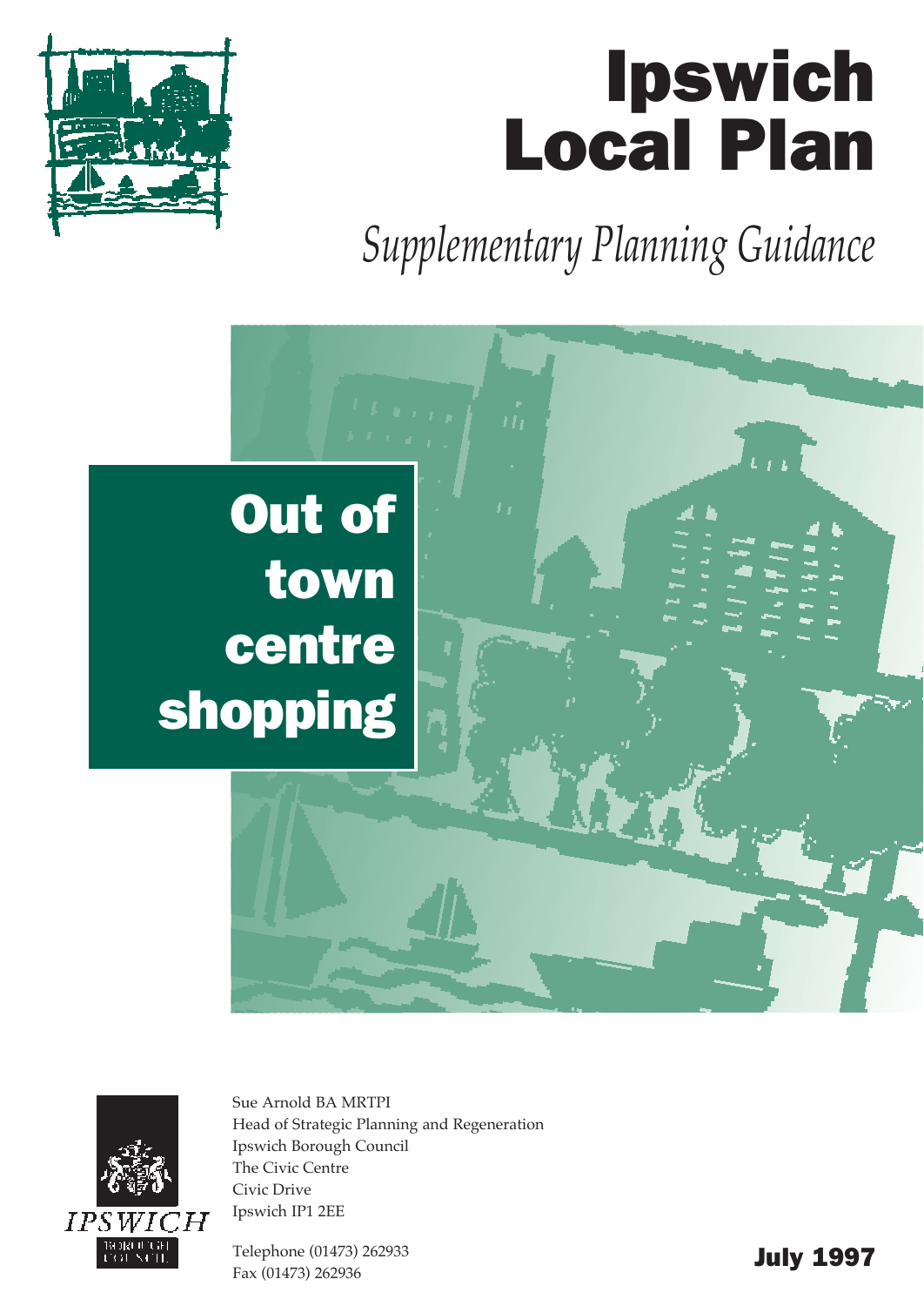# Ipswich Local Plan

*Supplementary Planning Guidance*

## Out of town centre shopping

Sue Arnold BA MRTPI
Head of Strategic Planning and Regeneration
Ipswich Borough Council
The Civic Centre
Civic Drive
Ipswich IP1 2EE

Telephone (01473) 262933
Fax (01473) 262936

IPSWICH BOROUGH COUNCIL

**July 1997**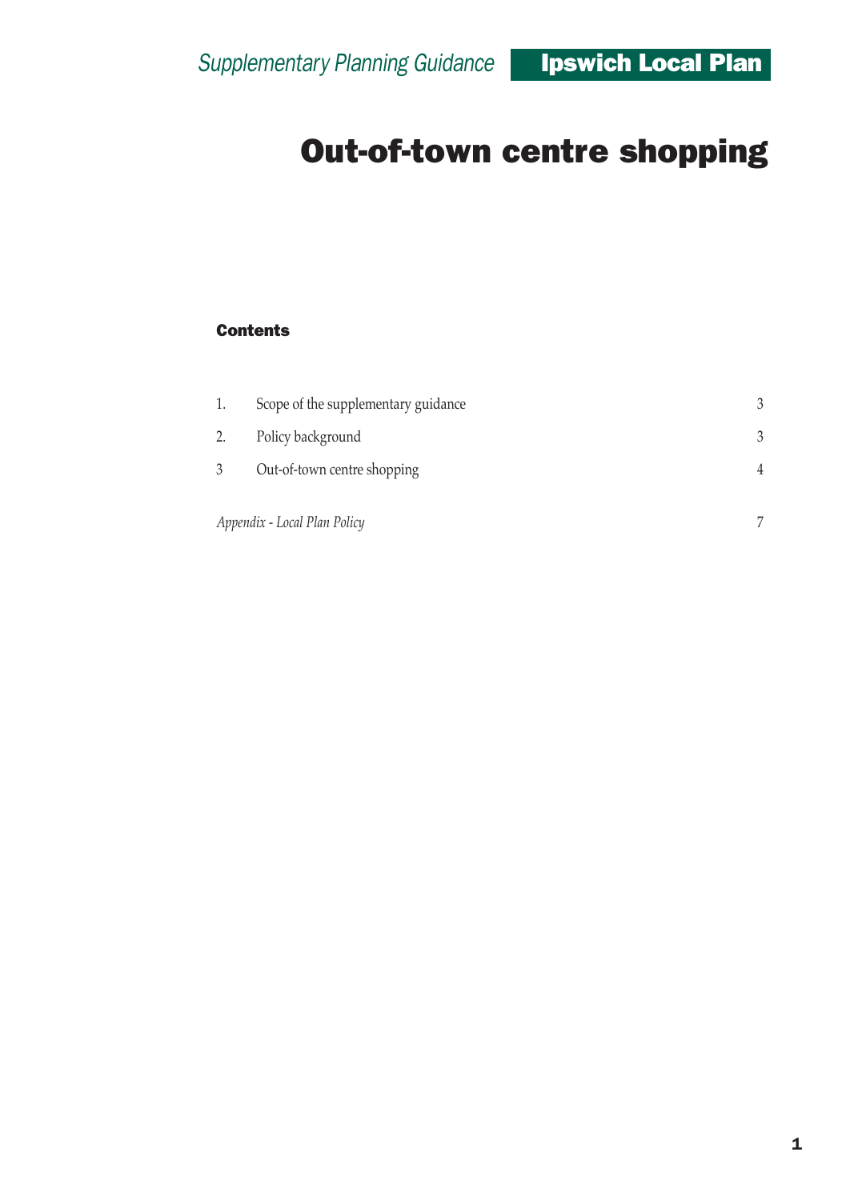Supplementary Planning Guidance **Ipswich Local Plan**

# Out-of-town centre shopping

## Contents

| | | |
|---|---|---|
| 1. | Scope of the supplementary guidance | 3 |
| 2. | Policy background | 3 |
| 3 | Out-of-town centre shopping | 4 |
| | *Appendix - Local Plan Policy* | 7 |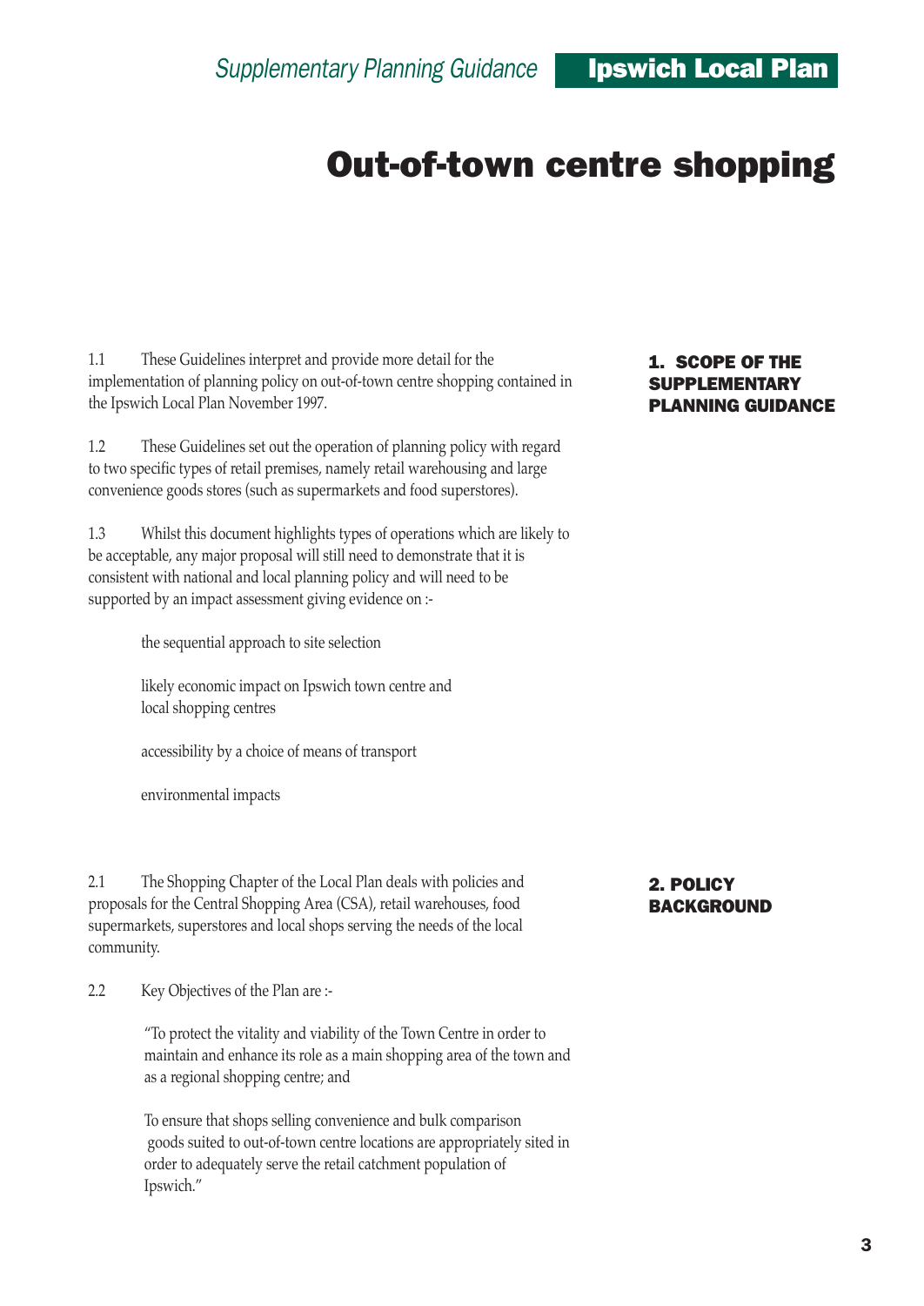# Out-of-town centre shopping

## 1. SCOPE OF THE SUPPLEMENTARY PLANNING GUIDANCE

1.1 These Guidelines interpret and provide more detail for the implementation of planning policy on out-of-town centre shopping contained in the Ipswich Local Plan November 1997.

1.2 These Guidelines set out the operation of planning policy with regard to two specific types of retail premises, namely retail warehousing and large convenience goods stores (such as supermarkets and food superstores).

1.3 Whilst this document highlights types of operations which are likely to be acceptable, any major proposal will still need to demonstrate that it is consistent with national and local planning policy and will need to be supported by an impact assessment giving evidence on :-

- the sequential approach to site selection
- likely economic impact on Ipswich town centre and local shopping centres
- accessibility by a choice of means of transport
- environmental impacts

## 2. POLICY BACKGROUND

2.1 The Shopping Chapter of the Local Plan deals with policies and proposals for the Central Shopping Area (CSA), retail warehouses, food supermarkets, superstores and local shops serving the needs of the local community.

2.2 Key Objectives of the Plan are :-

> "To protect the vitality and viability of the Town Centre in order to maintain and enhance its role as a main shopping area of the town and as a regional shopping centre; and
>
> To ensure that shops selling convenience and bulk comparison goods suited to out-of-town centre locations are appropriately sited in order to adequately serve the retail catchment population of Ipswich."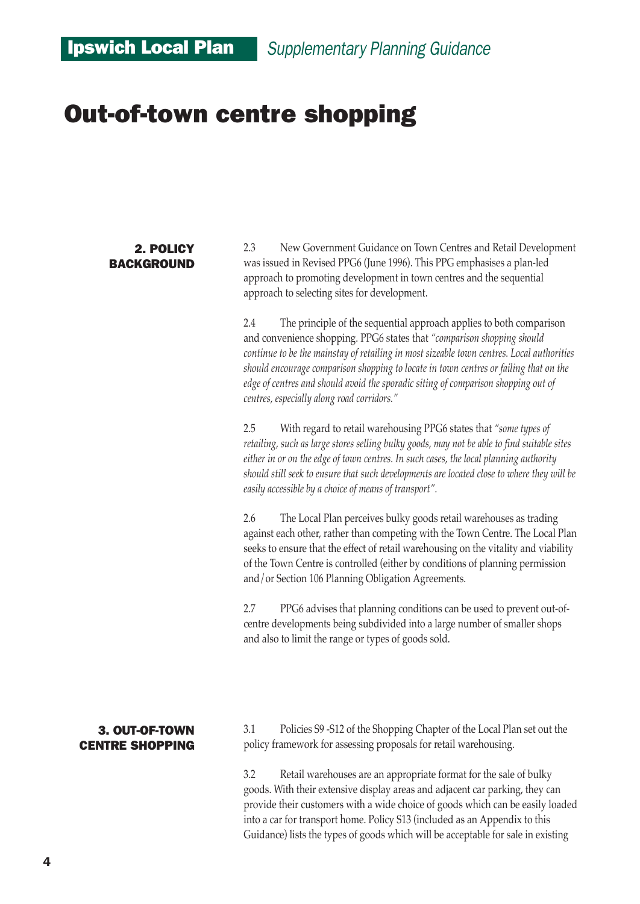# Out-of-town centre shopping

## 2. POLICY BACKGROUND

2.3 New Government Guidance on Town Centres and Retail Development was issued in Revised PPG6 (June 1996). This PPG emphasises a plan-led approach to promoting development in town centres and the sequential approach to selecting sites for development.

2.4 The principle of the sequential approach applies to both comparison and convenience shopping. PPG6 states that *"comparison shopping should continue to be the mainstay of retailing in most sizeable town centres. Local authorities should encourage comparison shopping to locate in town centres or failing that on the edge of centres and should avoid the sporadic siting of comparison shopping out of centres, especially along road corridors."*

2.5 With regard to retail warehousing PPG6 states that *"some types of retailing, such as large stores selling bulky goods, may not be able to find suitable sites either in or on the edge of town centres. In such cases, the local planning authority should still seek to ensure that such developments are located close to where they will be easily accessible by a choice of means of transport".*

2.6 The Local Plan perceives bulky goods retail warehouses as trading against each other, rather than competing with the Town Centre. The Local Plan seeks to ensure that the effect of retail warehousing on the vitality and viability of the Town Centre is controlled (either by conditions of planning permission and/or Section 106 Planning Obligation Agreements.

2.7 PPG6 advises that planning conditions can be used to prevent out-of-centre developments being subdivided into a large number of smaller shops and also to limit the range or types of goods sold.

## 3. OUT-OF-TOWN CENTRE SHOPPING

3.1 Policies S9 -S12 of the Shopping Chapter of the Local Plan set out the policy framework for assessing proposals for retail warehousing.

3.2 Retail warehouses are an appropriate format for the sale of bulky goods. With their extensive display areas and adjacent car parking, they can provide their customers with a wide choice of goods which can be easily loaded into a car for transport home. Policy S13 (included as an Appendix to this Guidance) lists the types of goods which will be acceptable for sale in existing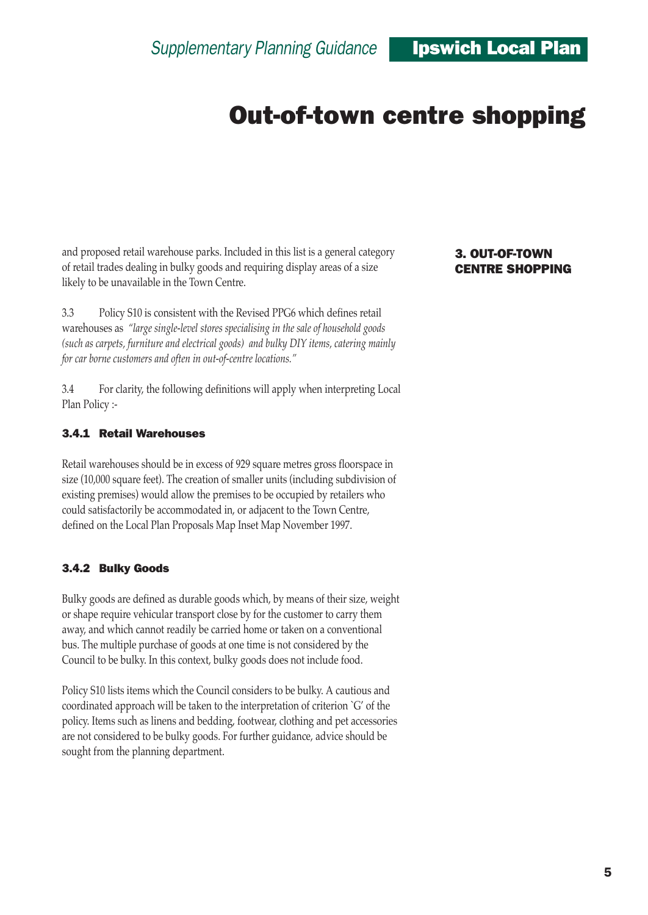# Out-of-town centre shopping

## 3. OUT-OF-TOWN CENTRE SHOPPING

and proposed retail warehouse parks. Included in this list is a general category of retail trades dealing in bulky goods and requiring display areas of a size likely to be unavailable in the Town Centre.

3.3 Policy S10 is consistent with the Revised PPG6 which defines retail warehouses as *"large single-level stores specialising in the sale of household goods (such as carpets, furniture and electrical goods) and bulky DIY items, catering mainly for car borne customers and often in out-of-centre locations."*

3.4 For clarity, the following definitions will apply when interpreting Local Plan Policy :-

### 3.4.1 Retail Warehouses

Retail warehouses should be in excess of 929 square metres gross floorspace in size (10,000 square feet). The creation of smaller units (including subdivision of existing premises) would allow the premises to be occupied by retailers who could satisfactorily be accommodated in, or adjacent to the Town Centre, defined on the Local Plan Proposals Map Inset Map November 1997.

### 3.4.2 Bulky Goods

Bulky goods are defined as durable goods which, by means of their size, weight or shape require vehicular transport close by for the customer to carry them away, and which cannot readily be carried home or taken on a conventional bus. The multiple purchase of goods at one time is not considered by the Council to be bulky. In this context, bulky goods does not include food.

Policy S10 lists items which the Council considers to be bulky. A cautious and coordinated approach will be taken to the interpretation of criterion `G' of the policy. Items such as linens and bedding, footwear, clothing and pet accessories are not considered to be bulky goods. For further guidance, advice should be sought from the planning department.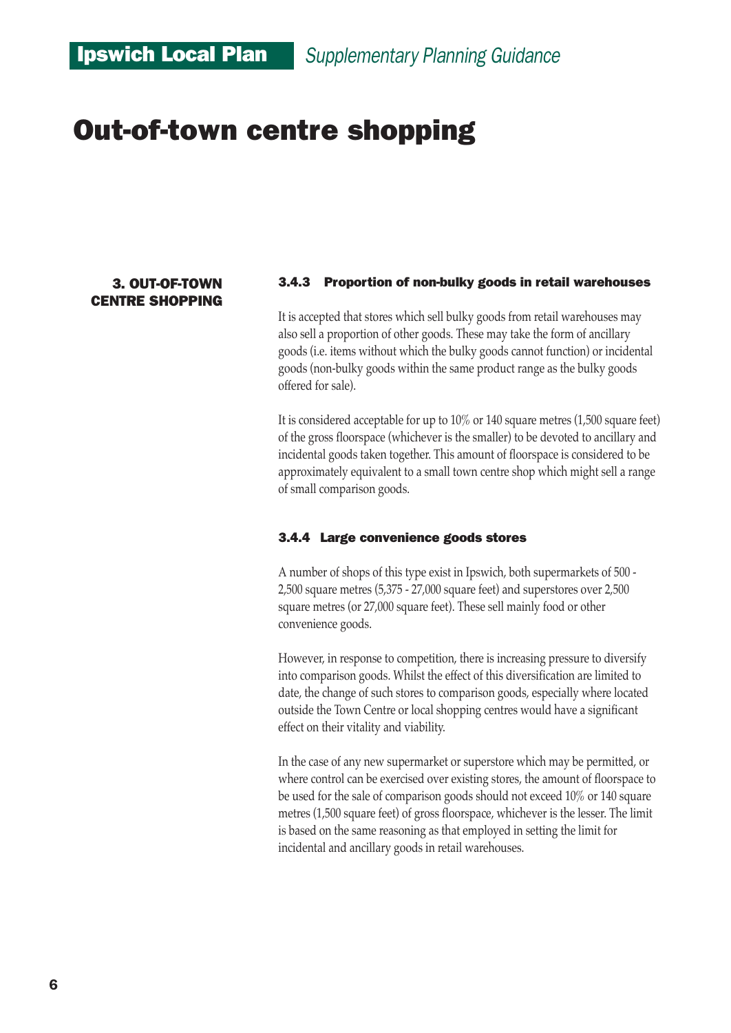# Out-of-town centre shopping

**3. OUT-OF-TOWN CENTRE SHOPPING**

### 3.4.3 Proportion of non-bulky goods in retail warehouses

It is accepted that stores which sell bulky goods from retail warehouses may also sell a proportion of other goods. These may take the form of ancillary goods (i.e. items without which the bulky goods cannot function) or incidental goods (non-bulky goods within the same product range as the bulky goods offered for sale).

It is considered acceptable for up to 10% or 140 square metres (1,500 square feet) of the gross floorspace (whichever is the smaller) to be devoted to ancillary and incidental goods taken together. This amount of floorspace is considered to be approximately equivalent to a small town centre shop which might sell a range of small comparison goods.

### 3.4.4 Large convenience goods stores

A number of shops of this type exist in Ipswich, both supermarkets of 500 - 2,500 square metres (5,375 - 27,000 square feet) and superstores over 2,500 square metres (or 27,000 square feet). These sell mainly food or other convenience goods.

However, in response to competition, there is increasing pressure to diversify into comparison goods. Whilst the effect of this diversification are limited to date, the change of such stores to comparison goods, especially where located outside the Town Centre or local shopping centres would have a significant effect on their vitality and viability.

In the case of any new supermarket or superstore which may be permitted, or where control can be exercised over existing stores, the amount of floorspace to be used for the sale of comparison goods should not exceed 10% or 140 square metres (1,500 square feet) of gross floorspace, whichever is the lesser. The limit is based on the same reasoning as that employed in setting the limit for incidental and ancillary goods in retail warehouses.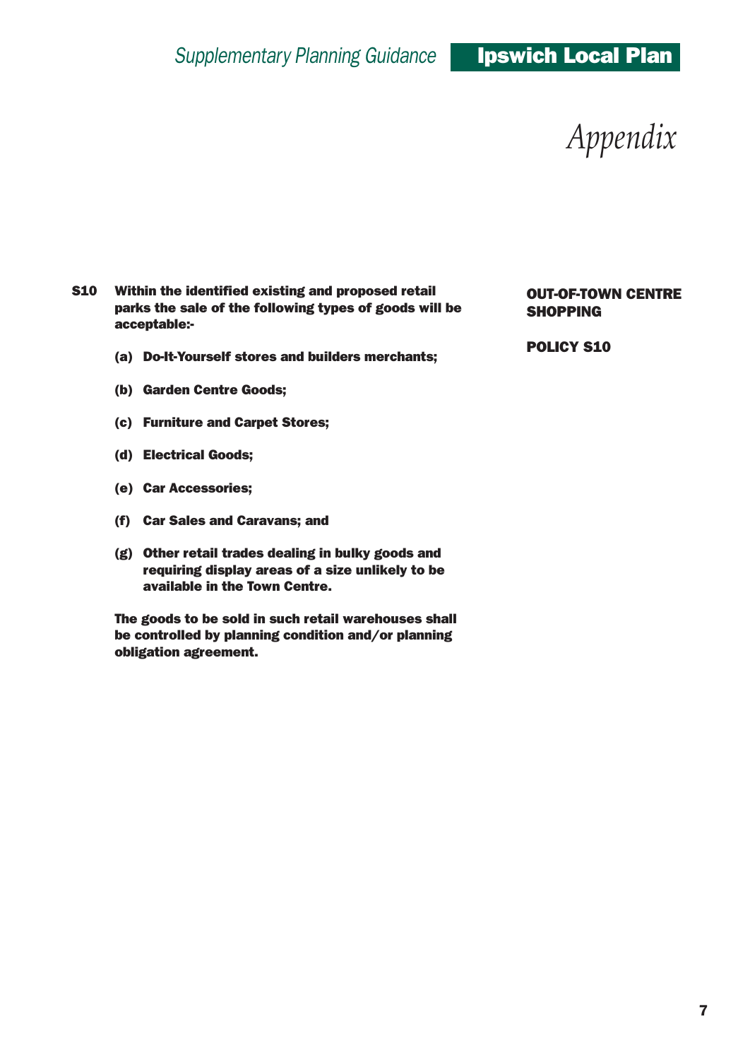# Appendix

**OUT-OF-TOWN CENTRE SHOPPING**

**POLICY S10**

**S10 Within the identified existing and proposed retail parks the sale of the following types of goods will be acceptable:-**

**(a) Do-It-Yourself stores and builders merchants;**

**(b) Garden Centre Goods;**

**(c) Furniture and Carpet Stores;**

**(d) Electrical Goods;**

**(e) Car Accessories;**

**(f) Car Sales and Caravans; and**

**(g) Other retail trades dealing in bulky goods and requiring display areas of a size unlikely to be available in the Town Centre.**

**The goods to be sold in such retail warehouses shall be controlled by planning condition and/or planning obligation agreement.**